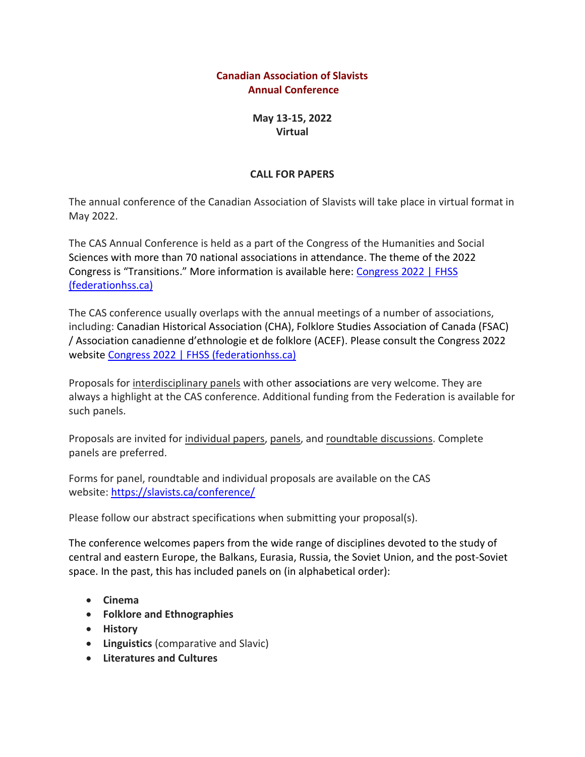# Canadian Association of Slavists Annual Conference

**May 13-15, 2022**
**Virtual**

## CALL FOR PAPERS

The annual conference of the Canadian Association of Slavists will take place in virtual format in May 2022.

The CAS Annual Conference is held as a part of the Congress of the Humanities and Social Sciences with more than 70 national associations in attendance. The theme of the 2022 Congress is "Transitions." More information is available here: [Congress 2022 | FHSS (federationhss.ca)](federationhss.ca)

The CAS conference usually overlaps with the annual meetings of a number of associations, including: Canadian Historical Association (CHA), Folklore Studies Association of Canada (FSAC) / Association canadienne d'ethnologie et de folklore (ACEF). Please consult the Congress 2022 website [Congress 2022 | FHSS (federationhss.ca)](federationhss.ca)

Proposals for interdisciplinary panels with other associations are very welcome. They are always a highlight at the CAS conference. Additional funding from the Federation is available for such panels.

Proposals are invited for individual papers, panels, and roundtable discussions. Complete panels are preferred.

Forms for panel, roundtable and individual proposals are available on the CAS website: https://slavists.ca/conference/

Please follow our abstract specifications when submitting your proposal(s).

The conference welcomes papers from the wide range of disciplines devoted to the study of central and eastern Europe, the Balkans, Eurasia, Russia, the Soviet Union, and the post-Soviet space. In the past, this has included panels on (in alphabetical order):

- **Cinema**
- **Folklore and Ethnographies**
- **History**
- **Linguistics** (comparative and Slavic)
- **Literatures and Cultures**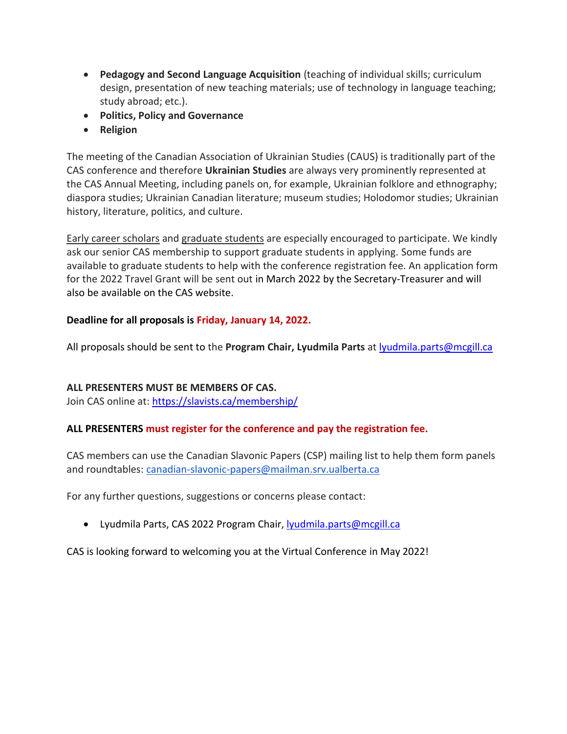- **Pedagogy and Second Language Acquisition** (teaching of individual skills; curriculum design, presentation of new teaching materials; use of technology in language teaching; study abroad; etc.).
- **Politics, Policy and Governance**
- **Religion**

The meeting of the Canadian Association of Ukrainian Studies (CAUS) is traditionally part of the CAS conference and therefore **Ukrainian Studies** are always very prominently represented at the CAS Annual Meeting, including panels on, for example, Ukrainian folklore and ethnography; diaspora studies; Ukrainian Canadian literature; museum studies; Holodomor studies; Ukrainian history, literature, politics, and culture.

Early career scholars and graduate students are especially encouraged to participate. We kindly ask our senior CAS membership to support graduate students in applying. Some funds are available to graduate students to help with the conference registration fee. An application form for the 2022 Travel Grant will be sent out in March 2022 by the Secretary-Treasurer and will also be available on the CAS website.

**Deadline for all proposals is Friday, January 14, 2022.**

All proposals should be sent to the **Program Chair, Lyudmila Parts** at lyudmila.parts@mcgill.ca

**ALL PRESENTERS MUST BE MEMBERS OF CAS.**
Join CAS online at: https://slavists.ca/membership/

**ALL PRESENTERS must register for the conference and pay the registration fee.**

CAS members can use the Canadian Slavonic Papers (CSP) mailing list to help them form panels and roundtables: canadian-slavonic-papers@mailman.srv.ualberta.ca

For any further questions, suggestions or concerns please contact:

- Lyudmila Parts, CAS 2022 Program Chair, lyudmila.parts@mcgill.ca

CAS is looking forward to welcoming you at the Virtual Conference in May 2022!